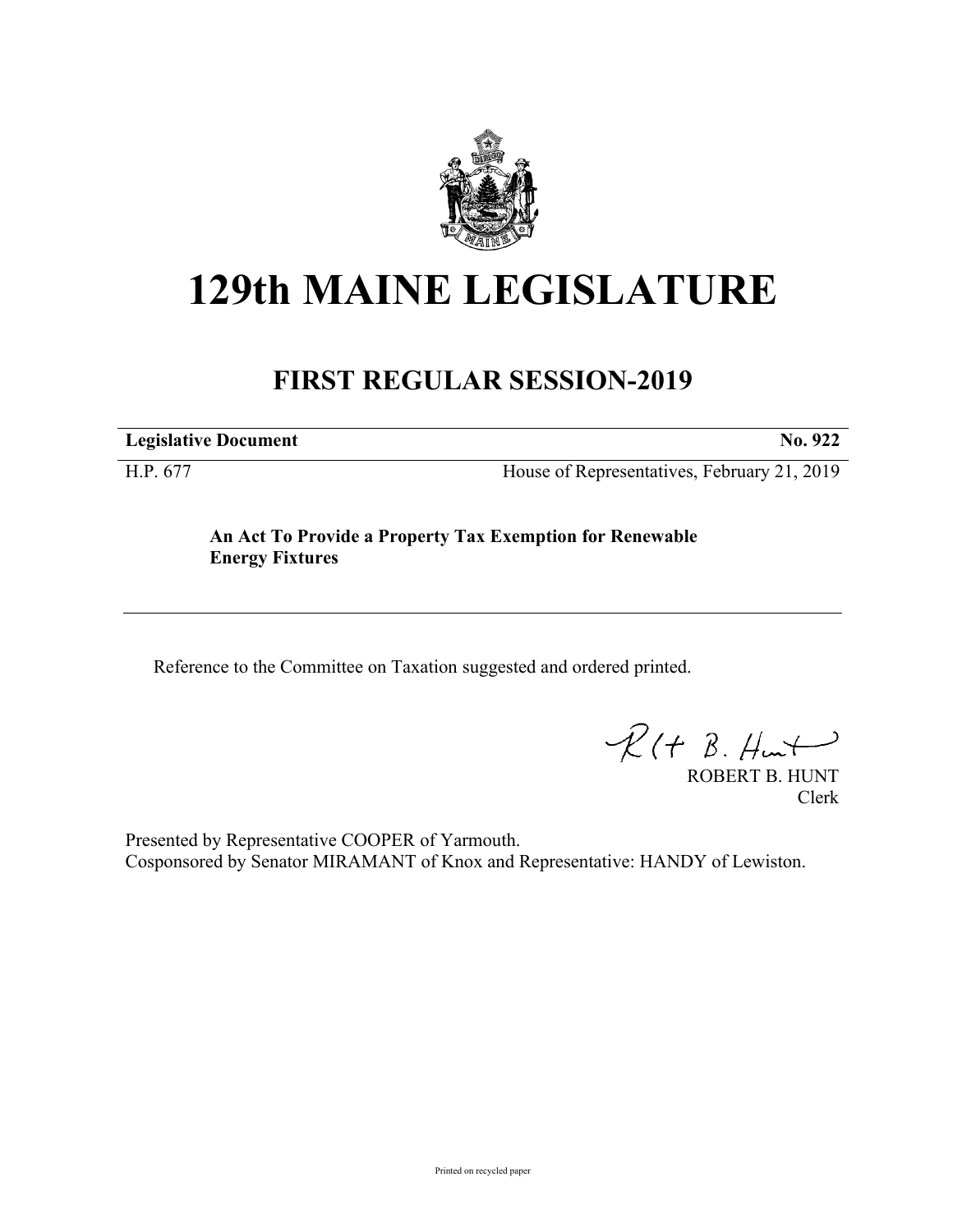# 129th MAINE LEGISLATURE

## FIRST REGULAR SESSION-2019

**Legislative Document** **No. 922**

H.P. 677 House of Representatives, February 21, 2019

**An Act To Provide a Property Tax Exemption for Renewable Energy Fixtures**

Reference to the Committee on Taxation suggested and ordered printed.

ROBERT B. HUNT
Clerk

Presented by Representative COOPER of Yarmouth.
Cosponsored by Senator MIRAMANT of Knox and Representative: HANDY of Lewiston.

Printed on recycled paper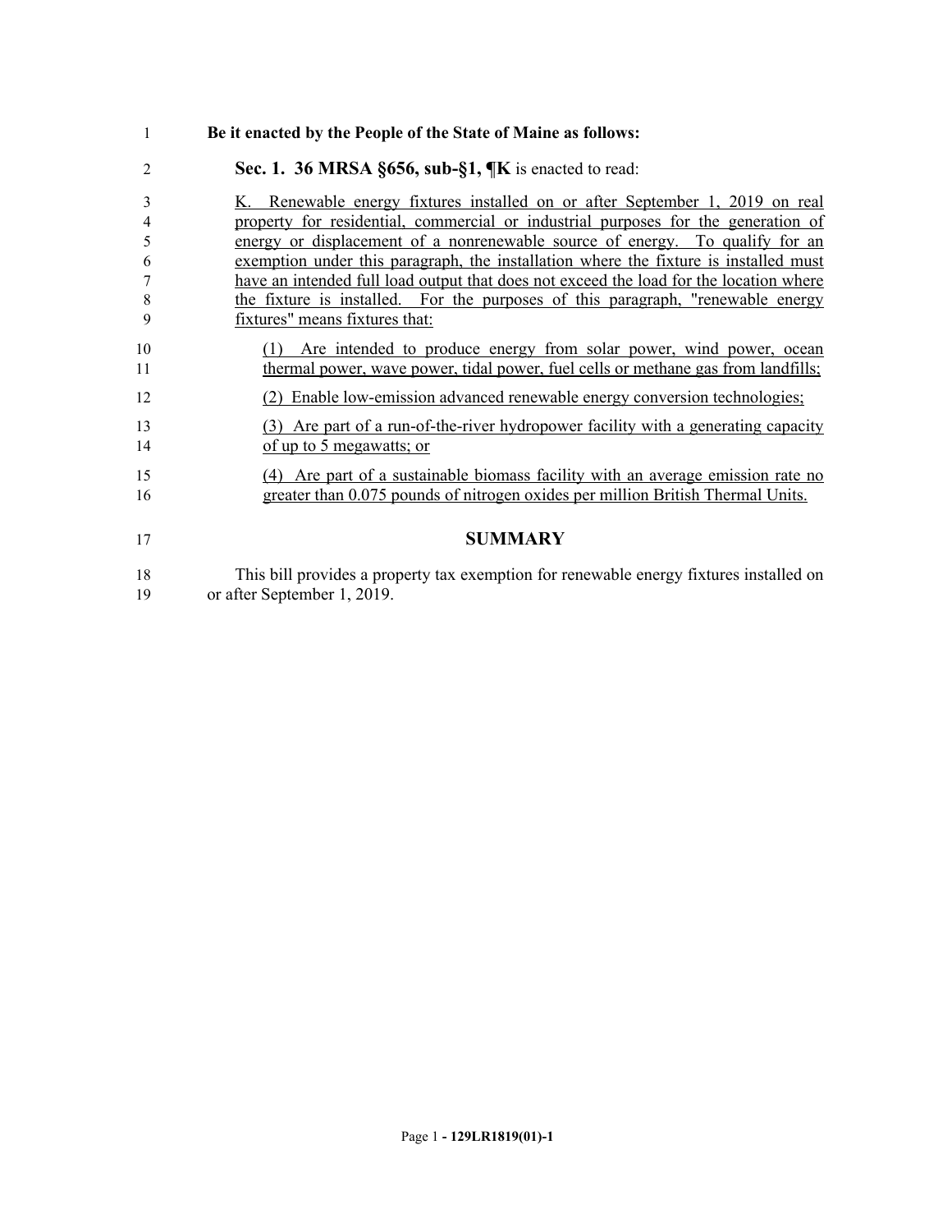**Be it enacted by the People of the State of Maine as follows:**

**Sec. 1. 36 MRSA §656, sub-§1, ¶K** is enacted to read:

K. Renewable energy fixtures installed on or after September 1, 2019 on real property for residential, commercial or industrial purposes for the generation of energy or displacement of a nonrenewable source of energy. To qualify for an exemption under this paragraph, the installation where the fixture is installed must have an intended full load output that does not exceed the load for the location where the fixture is installed. For the purposes of this paragraph, "renewable energy fixtures" means fixtures that:

(1) Are intended to produce energy from solar power, wind power, ocean thermal power, wave power, tidal power, fuel cells or methane gas from landfills;

(2) Enable low-emission advanced renewable energy conversion technologies;

(3) Are part of a run-of-the-river hydropower facility with a generating capacity of up to 5 megawatts; or

(4) Are part of a sustainable biomass facility with an average emission rate no greater than 0.075 pounds of nitrogen oxides per million British Thermal Units.

## SUMMARY

This bill provides a property tax exemption for renewable energy fixtures installed on or after September 1, 2019.